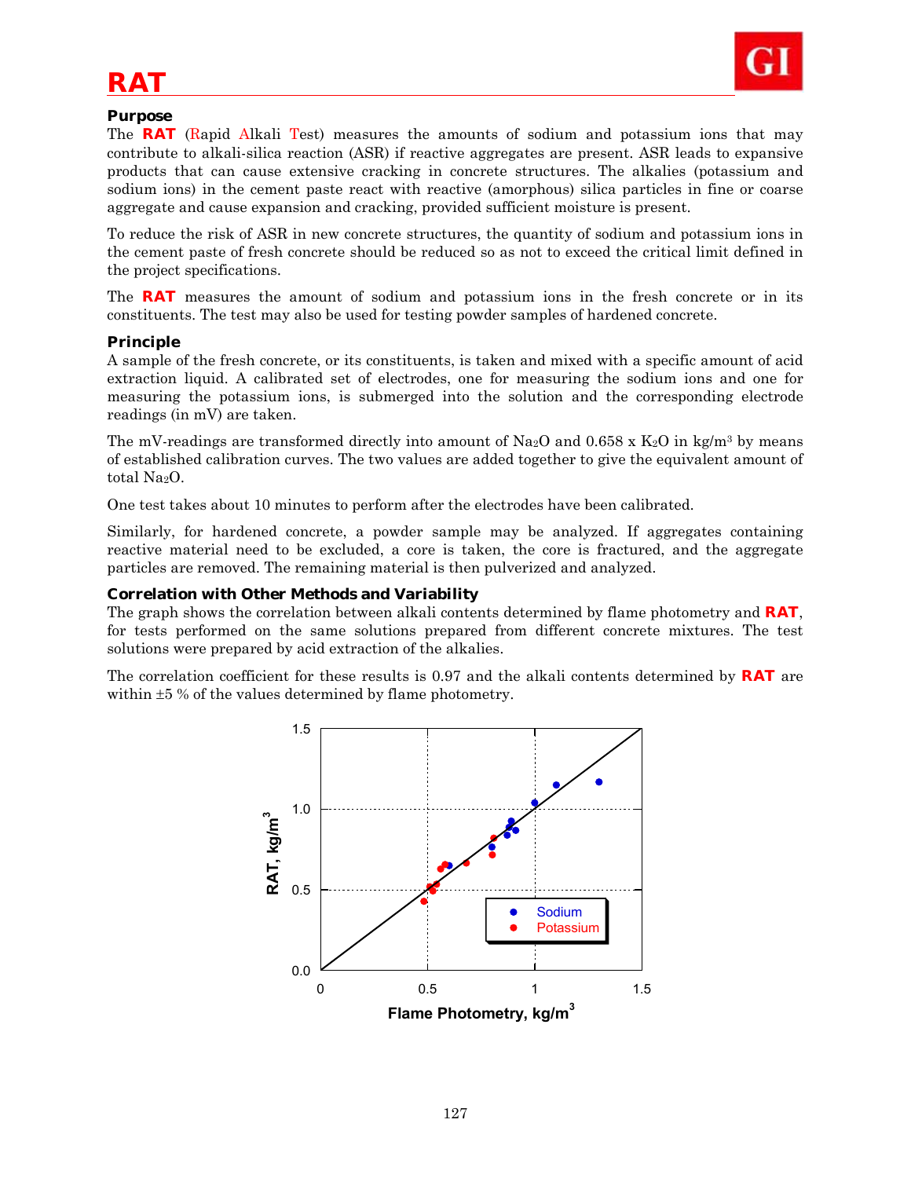# RAT

## Purpose

The **RAT** (Rapid Alkali Test) measures the amounts of sodium and potassium ions that may contribute to alkali-silica reaction (ASR) if reactive aggregates are present. ASR leads to expansive products that can cause extensive cracking in concrete structures. The alkalies (potassium and sodium ions) in the cement paste react with reactive (amorphous) silica particles in fine or coarse aggregate and cause expansion and cracking, provided sufficient moisture is present.

To reduce the risk of ASR in new concrete structures, the quantity of sodium and potassium ions in the cement paste of fresh concrete should be reduced so as not to exceed the critical limit defined in the project specifications.

The **RAT** measures the amount of sodium and potassium ions in the fresh concrete or in its constituents. The test may also be used for testing powder samples of hardened concrete.

## Principle

A sample of the fresh concrete, or its constituents, is taken and mixed with a specific amount of acid extraction liquid. A calibrated set of electrodes, one for measuring the sodium ions and one for measuring the potassium ions, is submerged into the solution and the corresponding electrode readings (in mV) are taken.

The mV-readings are transformed directly into amount of $Na_2O$ and 0.658 x $K_2O$ in kg/m$^3$ by means of established calibration curves. The two values are added together to give the equivalent amount of total $Na_2O$.

One test takes about 10 minutes to perform after the electrodes have been calibrated.

Similarly, for hardened concrete, a powder sample may be analyzed. If aggregates containing reactive material need to be excluded, a core is taken, the core is fractured, and the aggregate particles are removed. The remaining material is then pulverized and analyzed.

## Correlation with Other Methods and Variability

The graph shows the correlation between alkali contents determined by flame photometry and **RAT**, for tests performed on the same solutions prepared from different concrete mixtures. The test solutions were prepared by acid extraction of the alkalies.

The correlation coefficient for these results is 0.97 and the alkali contents determined by **RAT** are within ±5 % of the values determined by flame photometry.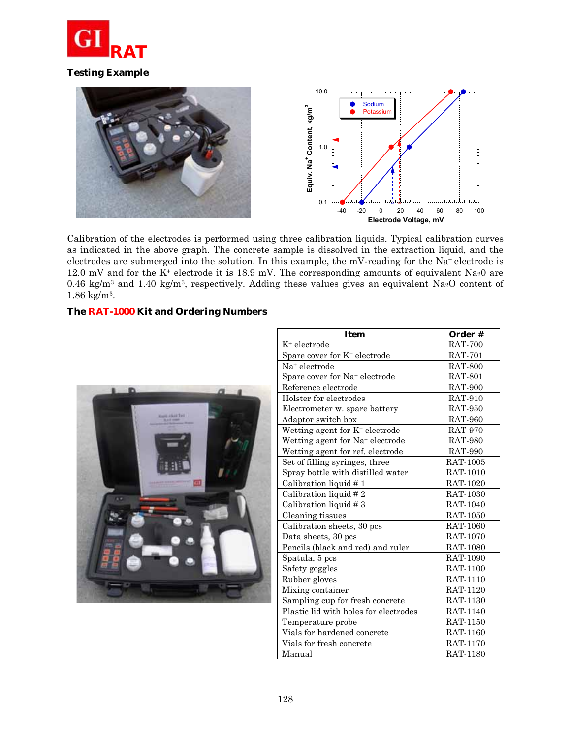## Testing Example

10.0
1.0
0.1
Sodium
Potassium
Equiv. $Na^+$ Content, $kg/m^3$
-40 -20 0 20 40 60 80 100
Electrode Voltage, mV

Calibration of the electrodes is performed using three calibration liquids. Typical calibration curves as indicated in the above graph. The concrete sample is dissolved in the extraction liquid, and the electrodes are submerged into the solution. In this example, the mV-reading for the $Na^+$ electrode is 12.0 mV and for the $K^+$ electrode it is 18.9 mV. The corresponding amounts of equivalent $Na_20$ are 0.46 $kg/m^3$ and 1.40 $kg/m^3$, respectively. Adding these values gives an equivalent $Na_2O$ content of 1.86 $kg/m^3$.

## The RAT-1000 Kit and Ordering Numbers

| Item | Order # |
|---|---|
| $K^+$ electrode | RAT-700 |
| Spare cover for $K^+$ electrode | RAT-701 |
| $Na^+$ electrode | RAT-800 |
| Spare cover for $Na^+$ electrode | RAT-801 |
| Reference electrode | RAT-900 |
| Holster for electrodes | RAT-910 |
| Electrometer w. spare battery | RAT-950 |
| Adaptor switch box | RAT-960 |
| Wetting agent for $K^+$ electrode | RAT-970 |
| Wetting agent for $Na^+$ electrode | RAT-980 |
| Wetting agent for ref. electrode | RAT-990 |
| Set of filling syringes, three | RAT-1005 |
| Spray bottle with distilled water | RAT-1010 |
| Calibration liquid # 1 | RAT-1020 |
| Calibration liquid # 2 | RAT-1030 |
| Calibration liquid # 3 | RAT-1040 |
| Cleaning tissues | RAT-1050 |
| Calibration sheets, 30 pcs | RAT-1060 |
| Data sheets, 30 pcs | RAT-1070 |
| Pencils (black and red) and ruler | RAT-1080 |
| Spatula, 5 pcs | RAT-1090 |
| Safety goggles | RAT-1100 |
| Rubber gloves | RAT-1110 |
| Mixing container | RAT-1120 |
| Sampling cup for fresh concrete | RAT-1130 |
| Plastic lid with holes for electrodes | RAT-1140 |
| Temperature probe | RAT-1150 |
| Vials for hardened concrete | RAT-1160 |
| Vials for fresh concrete | RAT-1170 |
| Manual | RAT-1180 |